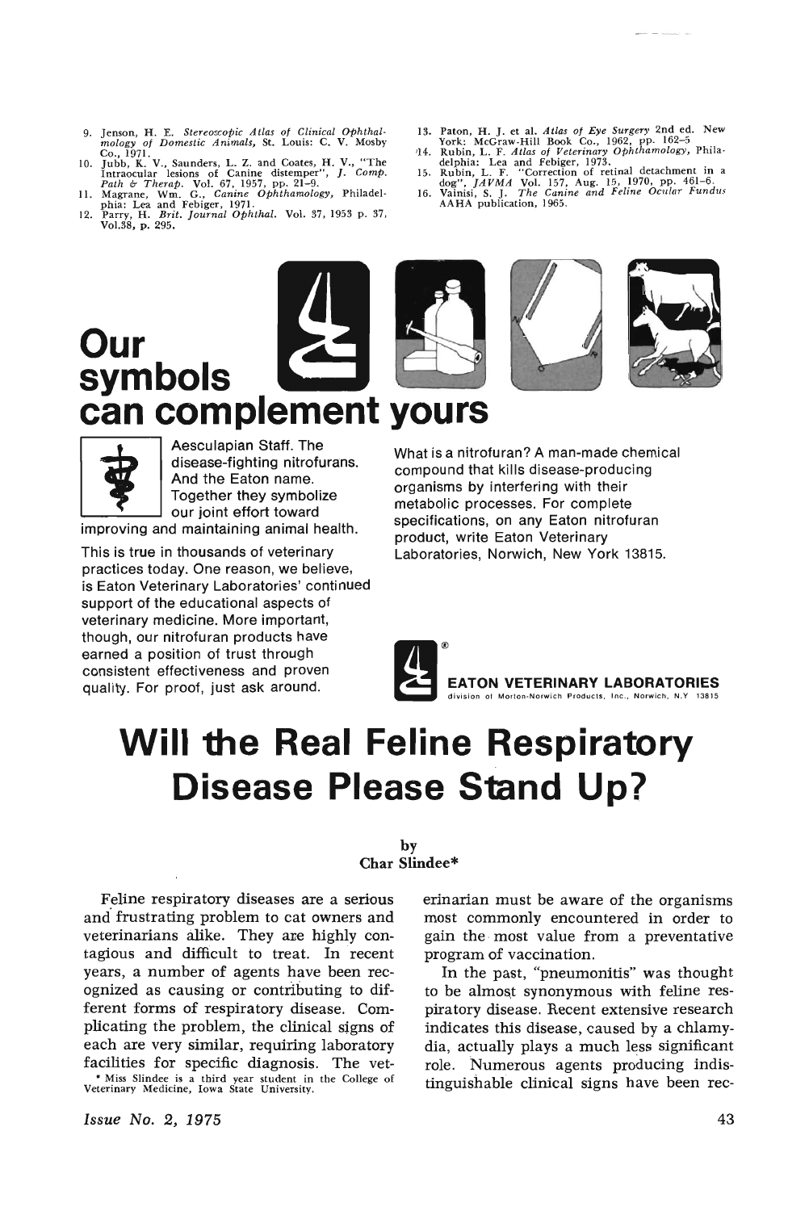9. Jenson, H. E. *Stereoscopic Atlas of Clinical Ophthalmology of Domestic Animals,* St. Louis: C. V. Mosby Co., 1971.
10. Jubb, K. V., Saunders, L. Z. and Coates, H. V., "The Intraocular lesions of Canine distemper", *J. Comp. Path & Therap.* Vol. 67, 1957, pp. 21–9.
11. Magrane, Wm. G., *Canine Ophthamology,* Philadelphia: Lea and Febiger, 1971.
12. Parry, H. *Brit. Journal Ophthal.* Vol. 37, 1953 p. 37, Vol.38, p. 295.
13. Paton, H. J. et al. *Atlas of Eye Surgery* 2nd ed. New York: McGraw-Hill Book Co., 1962, pp. 162–5
14. Rubin, L. F. *Atlas of Veterinary Ophthamology,* Philadelphia: Lea and Febiger, 1973.
15. Rubin, L. F. "Correction of retinal detachment in a dog", *JAVMA* Vol. 157, Aug. 15, 1970, pp. 461–6.
16. Vainisi, S. J. *The Canine and Feline Ocular Fundus* AAHA publication, 1965.

# Our symbols can complement yours

Aesculapian Staff. The disease-fighting nitrofurans. And the Eaton name. Together they symbolize our joint effort toward improving and maintaining animal health.

This is true in thousands of veterinary practices today. One reason, we believe, is Eaton Veterinary Laboratories' continued support of the educational aspects of veterinary medicine. More important, though, our nitrofuran products have earned a position of trust through consistent effectiveness and proven quality. For proof, just ask around.

What is a nitrofuran? A man-made chemical compound that kills disease-producing organisms by interfering with their metabolic processes. For complete specifications, on any Eaton nitrofuran product, write Eaton Veterinary Laboratories, Norwich, New York 13815.

**EATON VETERINARY LABORATORIES**
division of Morton-Norwich Products, Inc., Norwich, N.Y. 13815

# Will the Real Feline Respiratory Disease Please Stand Up?

by
Char Slindee*

Feline respiratory diseases are a serious and frustrating problem to cat owners and veterinarians alike. They are highly contagious and difficult to treat. In recent years, a number of agents have been recognized as causing or contributing to different forms of respiratory disease. Complicating the problem, the clinical signs of each are very similar, requiring laboratory facilities for specific diagnosis. The veterinarian must be aware of the organisms most commonly encountered in order to gain the most value from a preventative program of vaccination.

In the past, "pneumonitis" was thought to be almost synonymous with feline respiratory disease. Recent extensive research indicates this disease, caused by a chlamydia, actually plays a much less significant role. Numerous agents producing indistinguishable clinical signs have been rec-

\* Miss Slindee is a third year student in the College of Veterinary Medicine, Iowa State University.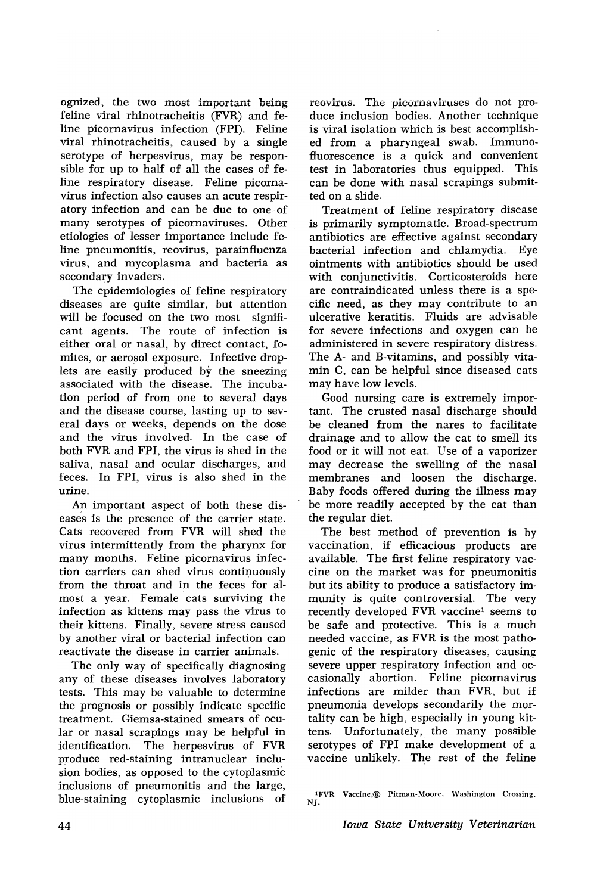ognized, the two most important being feline viral rhinotracheitis (FVR) and feline picornavirus infection (FPI). Feline viral rhinotracheitis, caused by a single serotype of herpesvirus, may be responsible for up to half of all the cases of feline respiratory disease. Feline picornavirus infection also causes an acute respiratory infection and can be due to one of many serotypes of picornaviruses. Other etiologies of lesser importance include feline pneumonitis, reovirus, parainfluenza virus, and mycoplasma and bacteria as secondary invaders.

The epidemiologies of feline respiratory diseases are quite similar, but attention will be focused on the two most significant agents. The route of infection is either oral or nasal, by direct contact, fomites, or aerosol exposure. Infective droplets are easily produced by the sneezing associated with the disease. The incubation period of from one to several days and the disease course, lasting up to several days or weeks, depends on the dose and the virus involved. In the case of both FVR and FPI, the virus is shed in the saliva, nasal and ocular discharges, and feces. In FPI, virus is also shed in the urine.

An important aspect of both these diseases is the presence of the carrier state. Cats recovered from FVR will shed the virus intermittently from the pharynx for many months. Feline picornavirus infection carriers can shed virus continuously from the throat and in the feces for almost a year. Female cats surviving the infection as kittens may pass the virus to their kittens. Finally, severe stress caused by another viral or bacterial infection can reactivate the disease in carrier animals.

The only way of specifically diagnosing any of these diseases involves laboratory tests. This may be valuable to determine the prognosis or possibly indicate specific treatment. Giemsa-stained smears of ocular or nasal scrapings may be helpful in identification. The herpesvirus of FVR produce red-staining intranuclear inclusion bodies, as opposed to the cytoplasmic inclusions of pneumonitis and the large, blue-staining cytoplasmic inclusions of reovirus. The picornaviruses do not produce inclusion bodies. Another technique is viral isolation which is best accomplished from a pharyngeal swab. Immunofluorescence is a quick and convenient test in laboratories thus equipped. This can be done with nasal scrapings submitted on a slide.

Treatment of feline respiratory disease is primarily symptomatic. Broad-spectrum antibiotics are effective against secondary bacterial infection and chlamydia. Eye ointments with antibiotics should be used with conjunctivitis. Corticosteroids here are contraindicated unless there is a specific need, as they may contribute to an ulcerative keratitis. Fluids are advisable for severe infections and oxygen can be administered in severe respiratory distress. The A- and B-vitamins, and possibly vitamin C, can be helpful since diseased cats may have low levels.

Good nursing care is extremely important. The crusted nasal discharge should be cleaned from the nares to facilitate drainage and to allow the cat to smell its food or it will not eat. Use of a vaporizer may decrease the swelling of the nasal membranes and loosen the discharge. Baby foods offered during the illness may be more readily accepted by the cat than the regular diet.

The best method of prevention is by vaccination, if efficacious products are available. The first feline respiratory vaccine on the market was for pneumonitis but its ability to produce a satisfactory immunity is quite controversial. The very recently developed FVR vaccine[1] seems to be safe and protective. This is a much needed vaccine, as FVR is the most pathogenic of the respiratory diseases, causing severe upper respiratory infection and occasionally abortion. Feline picornavirus infections are milder than FVR, but if pneumonia develops secondarily the mortality can be high, especially in young kittens. Unfortunately, the many possible serotypes of FPI make development of a vaccine unlikely. The rest of the feline

[1] FVR Vaccine,® Pitman-Moore, Washington Crossing, NJ.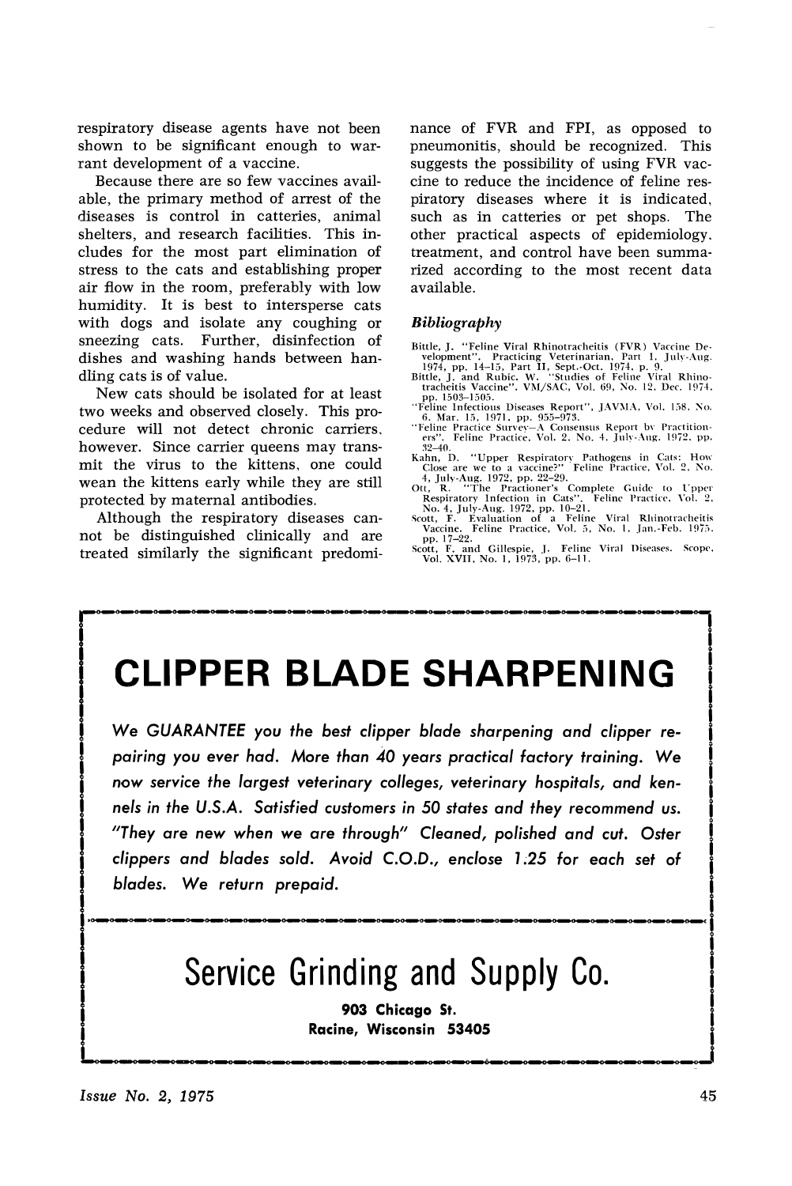respiratory disease agents have not been shown to be significant enough to warrant development of a vaccine.

Because there are so few vaccines available, the primary method of arrest of the diseases is control in catteries, animal shelters, and research facilities. This includes for the most part elimination of stress to the cats and establishing proper air flow in the room, preferably with low humidity. It is best to intersperse cats with dogs and isolate any coughing or sneezing cats. Further, disinfection of dishes and washing hands between handling cats is of value.

New cats should be isolated for at least two weeks and observed closely. This procedure will not detect chronic carriers, however. Since carrier queens may transmit the virus to the kittens, one could wean the kittens early while they are still protected by maternal antibodies.

Although the respiratory diseases cannot be distinguished clinically and are treated similarly the significant predominance of FVR and FPI, as opposed to pneumonitis, should be recognized. This suggests the possibility of using FVR vaccine to reduce the incidence of feline respiratory diseases where it is indicated, such as in catteries or pet shops. The other practical aspects of epidemiology, treatment, and control have been summarized according to the most recent data available.

### *Bibliography*

Bittle, J. "Feline Viral Rhinotracheitis (FVR) Vaccine Development". Practicing Veterinarian, Part I, July-Aug. 1974, pp. 14–15, Part II, Sept.-Oct. 1974, p. 9.

Bittle, J. and Rubic. W. "Studies of Feline Viral Rhinotracheitis Vaccine". VM/SAC, Vol. 69, No. 12, Dec. 1974, pp. 1503–1505.

"Feline Infectious Diseases Report", JAVMA, Vol. 158, No. 6, Mar. 15, 1971, pp. 955–973.

"Feline Practice Survey—A Consensus Report by Practitioners". Feline Practice, Vol. 2, No. 4, July-Aug. 1972, pp. 32–40.

Kahn, D. "Upper Respiratory Pathogens in Cats: How Close are we to a vaccine?" Feline Practice, Vol. 2, No. 4, July-Aug. 1972, pp. 22–29.

Ott, R. "The Practioner's Complete Guide to Upper Respiratory Infection in Cats". Feline Practice, Vol. 2, No. 4, July-Aug. 1972, pp. 10–21.

Scott, F. Evaluation of a Feline Viral Rhinotracheitis Vaccine. Feline Practice, Vol. 5, No. 1, Jan.-Feb. 1975, pp. 17–22.

Scott, F. and Gillespie, J. Feline Viral Diseases. Scope, Vol. XVII, No. 1, 1973, pp. 6–11.

# CLIPPER BLADE SHARPENING

*We GUARANTEE you the best clipper blade sharpening and clipper repairing you ever had. More than 40 years practical factory training. We now service the largest veterinary colleges, veterinary hospitals, and kennels in the U.S.A. Satisfied customers in 50 states and they recommend us. "They are new when we are through" Cleaned, polished and cut. Oster clippers and blades sold. Avoid C.O.D., enclose 1.25 for each set of blades. We return prepaid.*

## Service Grinding and Supply Co.

**903 Chicago St.**
**Racine, Wisconsin 53405**